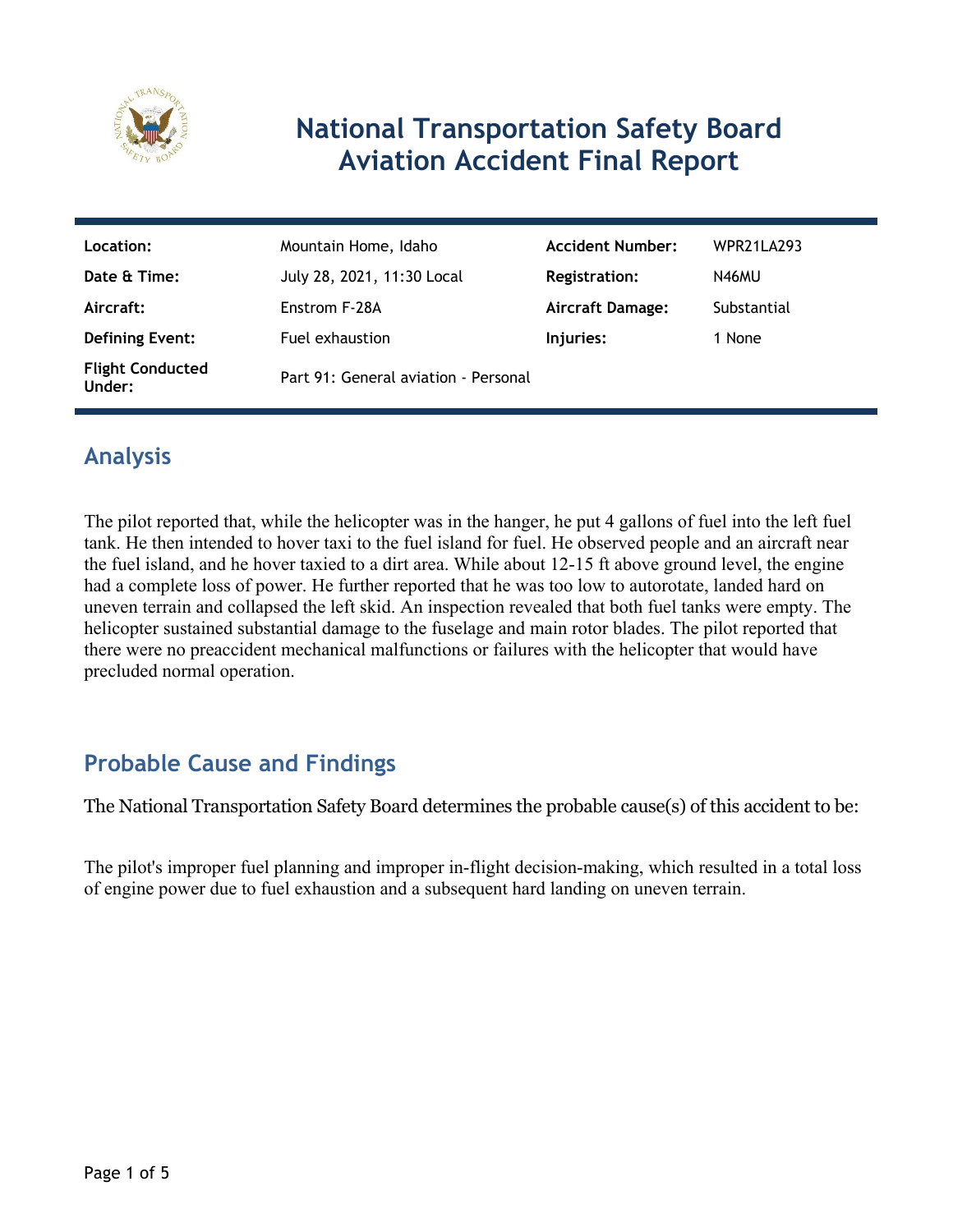# National Transportation Safety Board Aviation Accident Final Report

| Location: | Mountain Home, Idaho | Accident Number: | WPR21LA293 |
|---|---|---|---|
| Date & Time: | July 28, 2021, 11:30 Local | Registration: | N46MU |
| Aircraft: | Enstrom F-28A | Aircraft Damage: | Substantial |
| Defining Event: | Fuel exhaustion | Injuries: | 1 None |
| Flight Conducted Under: | Part 91: General aviation - Personal | | |

## Analysis

The pilot reported that, while the helicopter was in the hanger, he put 4 gallons of fuel into the left fuel tank. He then intended to hover taxi to the fuel island for fuel. He observed people and an aircraft near the fuel island, and he hover taxied to a dirt area. While about 12-15 ft above ground level, the engine had a complete loss of power. He further reported that he was too low to autorotate, landed hard on uneven terrain and collapsed the left skid. An inspection revealed that both fuel tanks were empty. The helicopter sustained substantial damage to the fuselage and main rotor blades. The pilot reported that there were no preaccident mechanical malfunctions or failures with the helicopter that would have precluded normal operation.

## Probable Cause and Findings

The National Transportation Safety Board determines the probable cause(s) of this accident to be:

The pilot's improper fuel planning and improper in-flight decision-making, which resulted in a total loss of engine power due to fuel exhaustion and a subsequent hard landing on uneven terrain.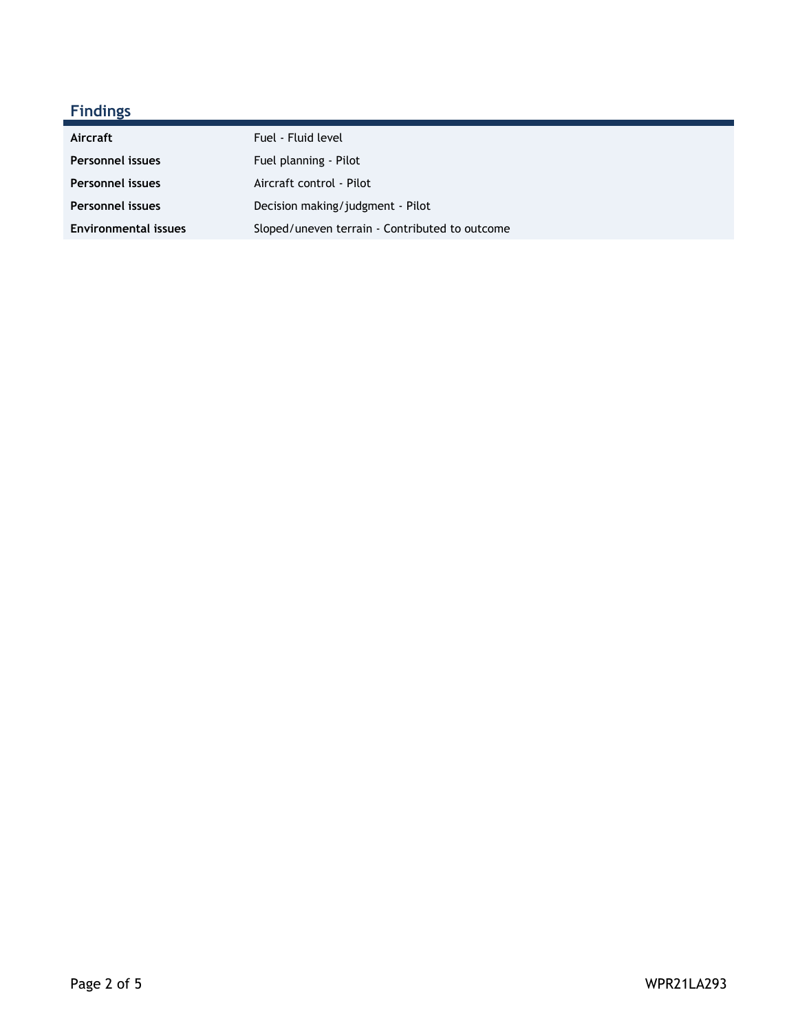## Findings

| | |
|---|---|
| **Aircraft** | Fuel - Fluid level |
| **Personnel issues** | Fuel planning - Pilot |
| **Personnel issues** | Aircraft control - Pilot |
| **Personnel issues** | Decision making/judgment - Pilot |
| **Environmental issues** | Sloped/uneven terrain - Contributed to outcome |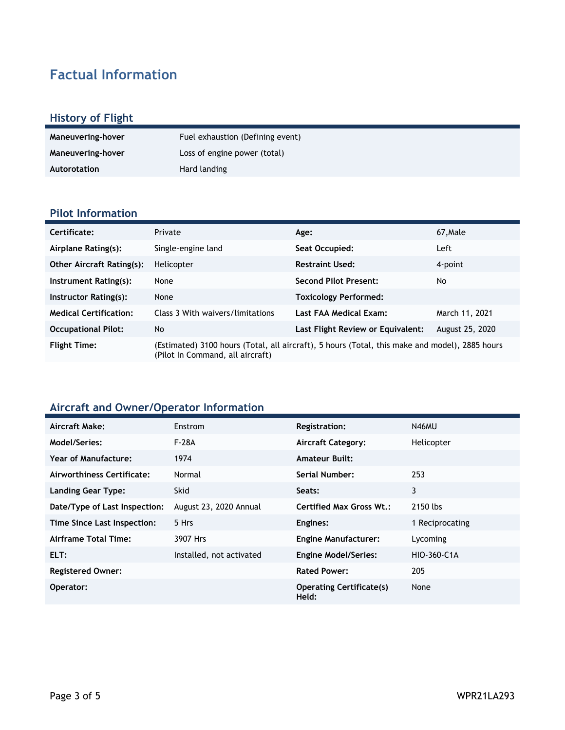# Factual Information

## History of Flight

| | |
|---|---|
| **Maneuvering-hover** | Fuel exhaustion (Defining event) |
| **Maneuvering-hover** | Loss of engine power (total) |
| **Autorotation** | Hard landing |

## Pilot Information

| | | | |
|---|---|---|---|
| **Certificate:** | Private | **Age:** | 67,Male |
| **Airplane Rating(s):** | Single-engine land | **Seat Occupied:** | Left |
| **Other Aircraft Rating(s):** | Helicopter | **Restraint Used:** | 4-point |
| **Instrument Rating(s):** | None | **Second Pilot Present:** | No |
| **Instructor Rating(s):** | None | **Toxicology Performed:** | |
| **Medical Certification:** | Class 3 With waivers/limitations | **Last FAA Medical Exam:** | March 11, 2021 |
| **Occupational Pilot:** | No | **Last Flight Review or Equivalent:** | August 25, 2020 |
| **Flight Time:** | (Estimated) 3100 hours (Total, all aircraft), 5 hours (Total, this make and model), 2885 hours (Pilot In Command, all aircraft) | | |

## Aircraft and Owner/Operator Information

| | | | |
|---|---|---|---|
| **Aircraft Make:** | Enstrom | **Registration:** | N46MU |
| **Model/Series:** | F-28A | **Aircraft Category:** | Helicopter |
| **Year of Manufacture:** | 1974 | **Amateur Built:** | |
| **Airworthiness Certificate:** | Normal | **Serial Number:** | 253 |
| **Landing Gear Type:** | Skid | **Seats:** | 3 |
| **Date/Type of Last Inspection:** | August 23, 2020 Annual | **Certified Max Gross Wt.:** | 2150 lbs |
| **Time Since Last Inspection:** | 5 Hrs | **Engines:** | 1 Reciprocating |
| **Airframe Total Time:** | 3907 Hrs | **Engine Manufacturer:** | Lycoming |
| **ELT:** | Installed, not activated | **Engine Model/Series:** | HIO-360-C1A |
| **Registered Owner:** | | **Rated Power:** | 205 |
| **Operator:** | | **Operating Certificate(s) Held:** | None |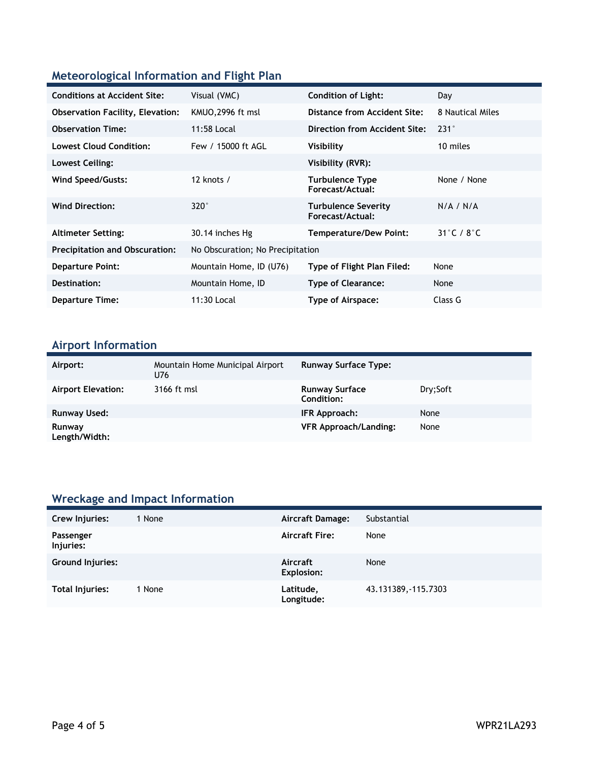## Meteorological Information and Flight Plan

| | | | |
|---|---|---|---|
| **Conditions at Accident Site:** | Visual (VMC) | **Condition of Light:** | Day |
| **Observation Facility, Elevation:** | KMUO,2996 ft msl | **Distance from Accident Site:** | 8 Nautical Miles |
| **Observation Time:** | 11:58 Local | **Direction from Accident Site:** | 231° |
| **Lowest Cloud Condition:** | Few / 15000 ft AGL | **Visibility** | 10 miles |
| **Lowest Ceiling:** | | **Visibility (RVR):** | |
| **Wind Speed/Gusts:** | 12 knots / | **Turbulence Type Forecast/Actual:** | None / None |
| **Wind Direction:** | 320° | **Turbulence Severity Forecast/Actual:** | N/A / N/A |
| **Altimeter Setting:** | 30.14 inches Hg | **Temperature/Dew Point:** | 31°C / 8°C |
| **Precipitation and Obscuration:** | No Obscuration; No Precipitation | | |
| **Departure Point:** | Mountain Home, ID (U76) | **Type of Flight Plan Filed:** | None |
| **Destination:** | Mountain Home, ID | **Type of Clearance:** | None |
| **Departure Time:** | 11:30 Local | **Type of Airspace:** | Class G |

## Airport Information

| | | | |
|---|---|---|---|
| **Airport:** | Mountain Home Municipal Airport U76 | **Runway Surface Type:** | |
| **Airport Elevation:** | 3166 ft msl | **Runway Surface Condition:** | Dry;Soft |
| **Runway Used:** | | **IFR Approach:** | None |
| **Runway Length/Width:** | | **VFR Approach/Landing:** | None |

## Wreckage and Impact Information

| | | | |
|---|---|---|---|
| **Crew Injuries:** | 1 None | **Aircraft Damage:** | Substantial |
| **Passenger Injuries:** | | **Aircraft Fire:** | None |
| **Ground Injuries:** | | **Aircraft Explosion:** | None |
| **Total Injuries:** | 1 None | **Latitude, Longitude:** | 43.131389,-115.7303 |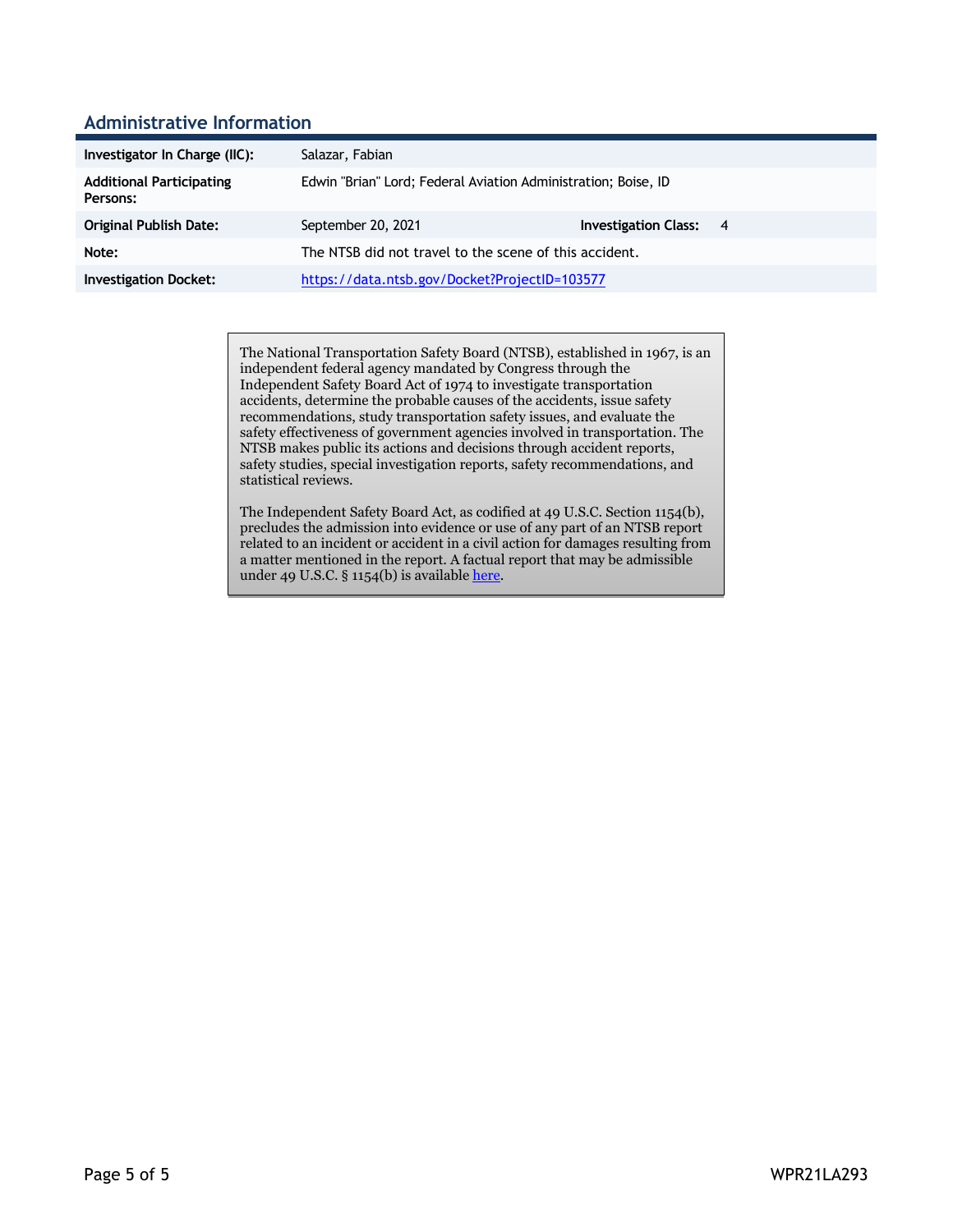## Administrative Information

| | | | |
|---|---|---|---|
| **Investigator In Charge (IIC):** | Salazar, Fabian | | |
| **Additional Participating Persons:** | Edwin "Brian" Lord; Federal Aviation Administration; Boise, ID | | |
| **Original Publish Date:** | September 20, 2021 | **Investigation Class:** | 4 |
| **Note:** | The NTSB did not travel to the scene of this accident. | | |
| **Investigation Docket:** | https://data.ntsb.gov/Docket?ProjectID=103577 | | |

The National Transportation Safety Board (NTSB), established in 1967, is an independent federal agency mandated by Congress through the Independent Safety Board Act of 1974 to investigate transportation accidents, determine the probable causes of the accidents, issue safety recommendations, study transportation safety issues, and evaluate the safety effectiveness of government agencies involved in transportation. The NTSB makes public its actions and decisions through accident reports, safety studies, special investigation reports, safety recommendations, and statistical reviews.

The Independent Safety Board Act, as codified at 49 U.S.C. Section 1154(b), precludes the admission into evidence or use of any part of an NTSB report related to an incident or accident in a civil action for damages resulting from a matter mentioned in the report. A factual report that may be admissible under 49 U.S.C. § 1154(b) is available here.